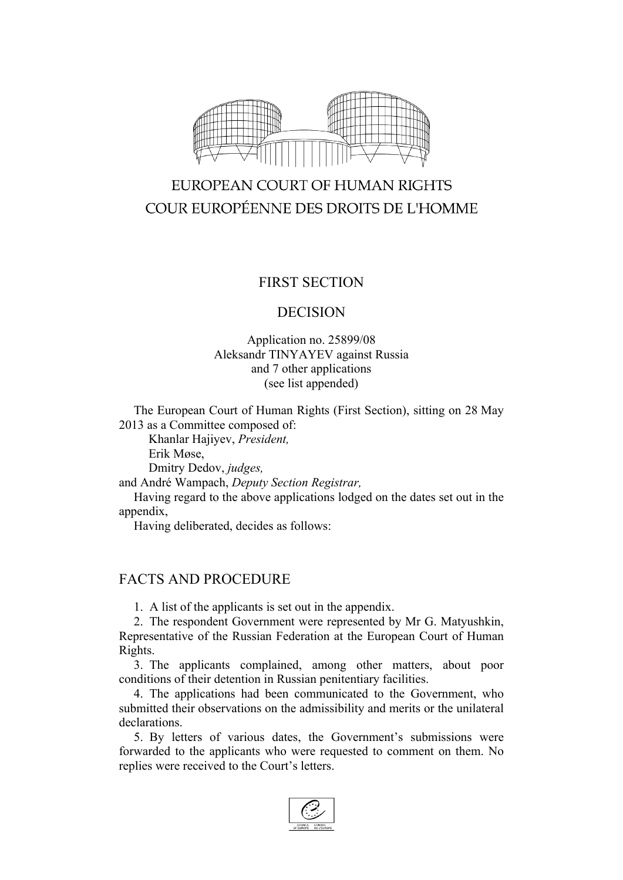EUROPEAN COURT OF HUMAN RIGHTS

COUR EUROPÉENNE DES DROITS DE L'HOMME

FIRST SECTION

DECISION

Application no. 25899/08
Aleksandr TINYAYEV against Russia
and 7 other applications
(see list appended)

The European Court of Human Rights (First Section), sitting on 28 May 2013 as a Committee composed of:

Khanlar Hajiyev, *President,*
Erik Møse,
Dmitry Dedov, *judges,*
and André Wampach, *Deputy Section Registrar,*

Having regard to the above applications lodged on the dates set out in the appendix,

Having deliberated, decides as follows:

## FACTS AND PROCEDURE

1. A list of the applicants is set out in the appendix.

2. The respondent Government were represented by Mr G. Matyushkin, Representative of the Russian Federation at the European Court of Human Rights.

3. The applicants complained, among other matters, about poor conditions of their detention in Russian penitentiary facilities.

4. The applications had been communicated to the Government, who submitted their observations on the admissibility and merits or the unilateral declarations.

5. By letters of various dates, the Government's submissions were forwarded to the applicants who were requested to comment on them. No replies were received to the Court's letters.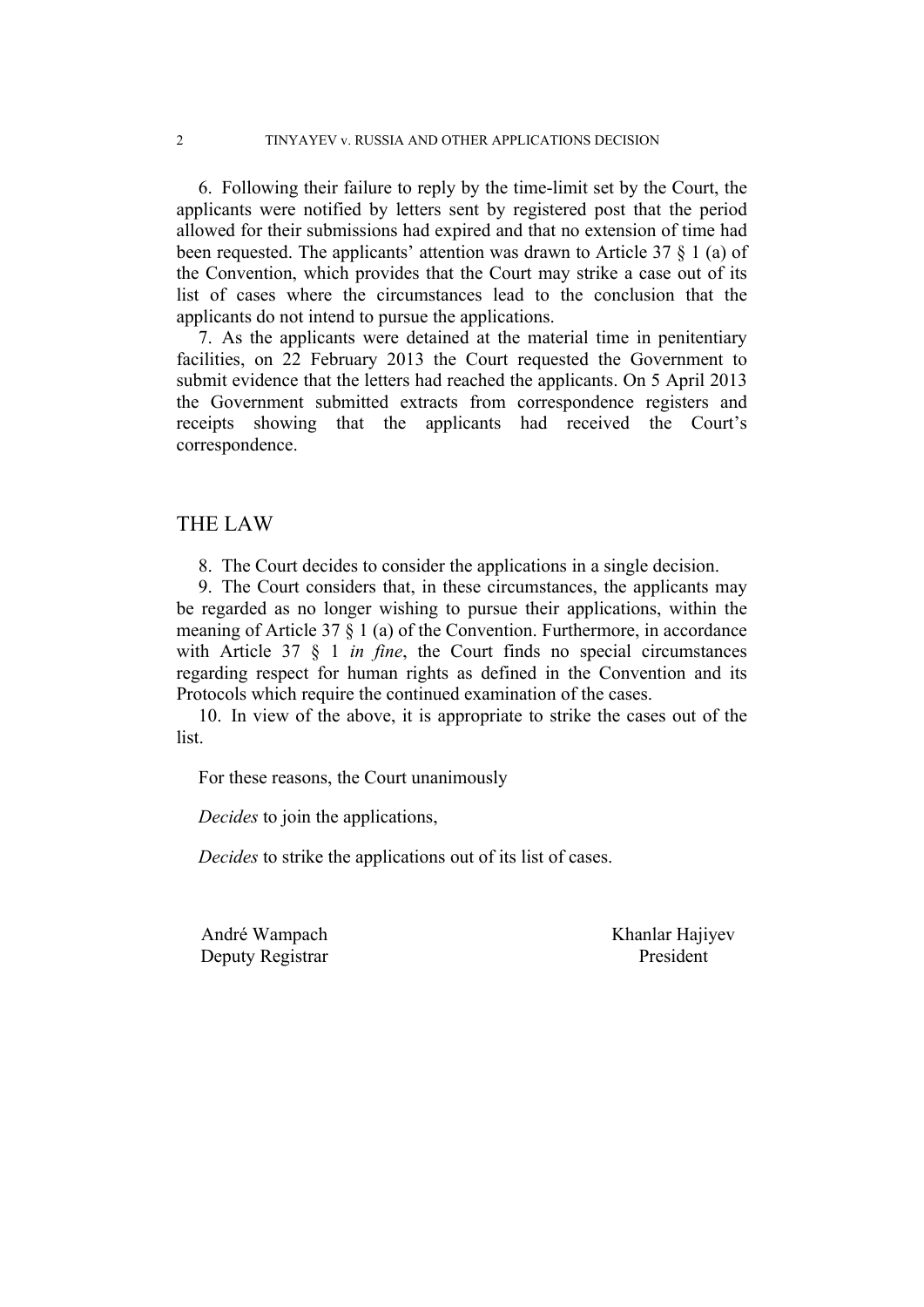6. Following their failure to reply by the time-limit set by the Court, the applicants were notified by letters sent by registered post that the period allowed for their submissions had expired and that no extension of time had been requested. The applicants' attention was drawn to Article 37 § 1 (a) of the Convention, which provides that the Court may strike a case out of its list of cases where the circumstances lead to the conclusion that the applicants do not intend to pursue the applications.

7. As the applicants were detained at the material time in penitentiary facilities, on 22 February 2013 the Court requested the Government to submit evidence that the letters had reached the applicants. On 5 April 2013 the Government submitted extracts from correspondence registers and receipts showing that the applicants had received the Court's correspondence.

## THE LAW

8. The Court decides to consider the applications in a single decision.

9. The Court considers that, in these circumstances, the applicants may be regarded as no longer wishing to pursue their applications, within the meaning of Article 37 § 1 (a) of the Convention. Furthermore, in accordance with Article 37 § 1 *in fine*, the Court finds no special circumstances regarding respect for human rights as defined in the Convention and its Protocols which require the continued examination of the cases.

10. In view of the above, it is appropriate to strike the cases out of the list.

For these reasons, the Court unanimously

*Decides* to join the applications,

*Decides* to strike the applications out of its list of cases.

André Wampach
Deputy Registrar

Khanlar Hajiyev
President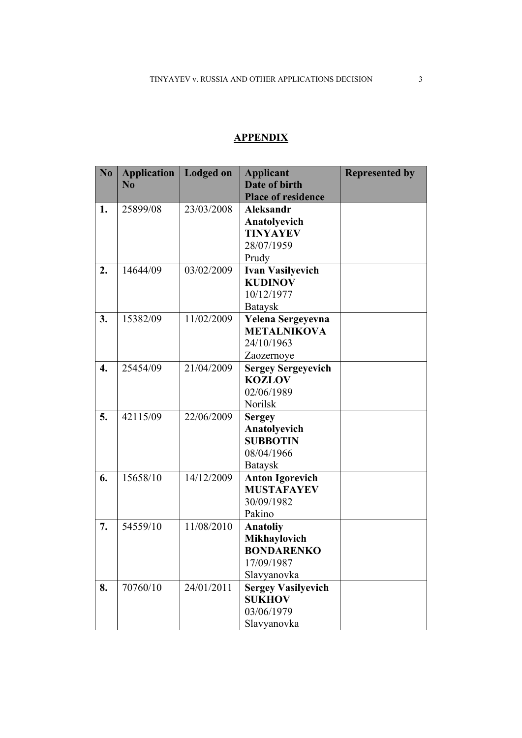## APPENDIX

| No | Application No | Lodged on | Applicant<br>Date of birth<br>Place of residence | Represented by |
|---|---|---|---|---|
| **1.** | 25899/08 | 23/03/2008 | **Aleksandr Anatolyevich TINYAYEV**<br>28/07/1959<br>Prudy | |
| **2.** | 14644/09 | 03/02/2009 | **Ivan Vasilyevich KUDINOV**<br>10/12/1977<br>Bataysk | |
| **3.** | 15382/09 | 11/02/2009 | **Yelena Sergeyevna METALNIKOVA**<br>24/10/1963<br>Zaozernoye | |
| **4.** | 25454/09 | 21/04/2009 | **Sergey Sergeyevich KOZLOV**<br>02/06/1989<br>Norilsk | |
| **5.** | 42115/09 | 22/06/2009 | **Sergey Anatolyevich SUBBOTIN**<br>08/04/1966<br>Bataysk | |
| **6.** | 15658/10 | 14/12/2009 | **Anton Igorevich MUSTAFAYEV**<br>30/09/1982<br>Pakino | |
| **7.** | 54559/10 | 11/08/2010 | **Anatoliy Mikhaylovich BONDARENKO**<br>17/09/1987<br>Slavyanovka | |
| **8.** | 70760/10 | 24/01/2011 | **Sergey Vasilyevich SUKHOV**<br>03/06/1979<br>Slavyanovka | |